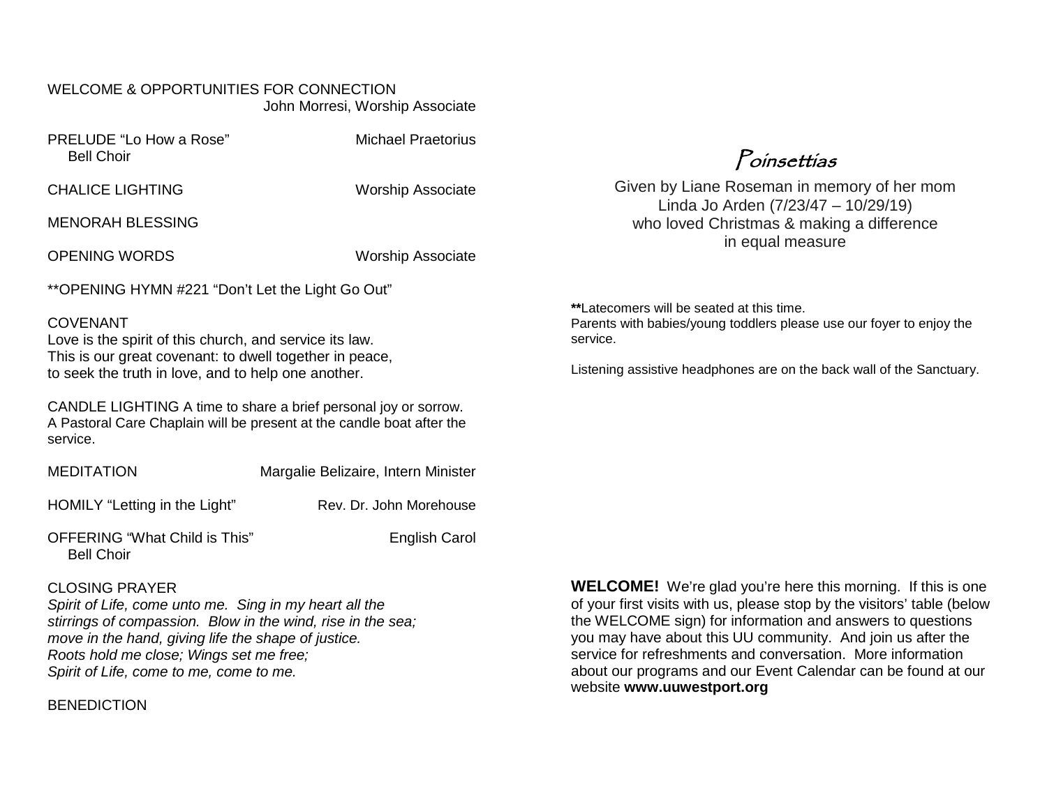WELCOME & OPPORTUNITIES FOR CONNECTION
John Morresi, Worship Associate

PRELUDE "Lo How a Rose" — Michael Praetorius
Bell Choir

CHALICE LIGHTING — Worship Associate

MENORAH BLESSING

OPENING WORDS — Worship Associate

**OPENING HYMN #221 "Don't Let the Light Go Out"

COVENANT
Love is the spirit of this church, and service its law.
This is our great covenant: to dwell together in peace,
to seek the truth in love, and to help one another.

CANDLE LIGHTING A time to share a brief personal joy or sorrow. A Pastoral Care Chaplain will be present at the candle boat after the service.

MEDITATION — Margalie Belizaire, Intern Minister

HOMILY "Letting in the Light" — Rev. Dr. John Morehouse

OFFERING "What Child is This" — English Carol
Bell Choir

CLOSING PRAYER
*Spirit of Life, come unto me. Sing in my heart all the stirrings of compassion. Blow in the wind, rise in the sea; move in the hand, giving life the shape of justice.*
*Roots hold me close; Wings set me free;*
*Spirit of Life, come to me, come to me.*

BENEDICTION

## *Poinsettias*

Given by Liane Roseman in memory of her mom
Linda Jo Arden (7/23/47 – 10/29/19)
who loved Christmas & making a difference
in equal measure

**Latecomers will be seated at this time.
Parents with babies/young toddlers please use our foyer to enjoy the service.

Listening assistive headphones are on the back wall of the Sanctuary.

**WELCOME!** We're glad you're here this morning. If this is one of your first visits with us, please stop by the visitors' table (below the WELCOME sign) for information and answers to questions you may have about this UU community. And join us after the service for refreshments and conversation. More information about our programs and our Event Calendar can be found at our website **www.uuwestport.org**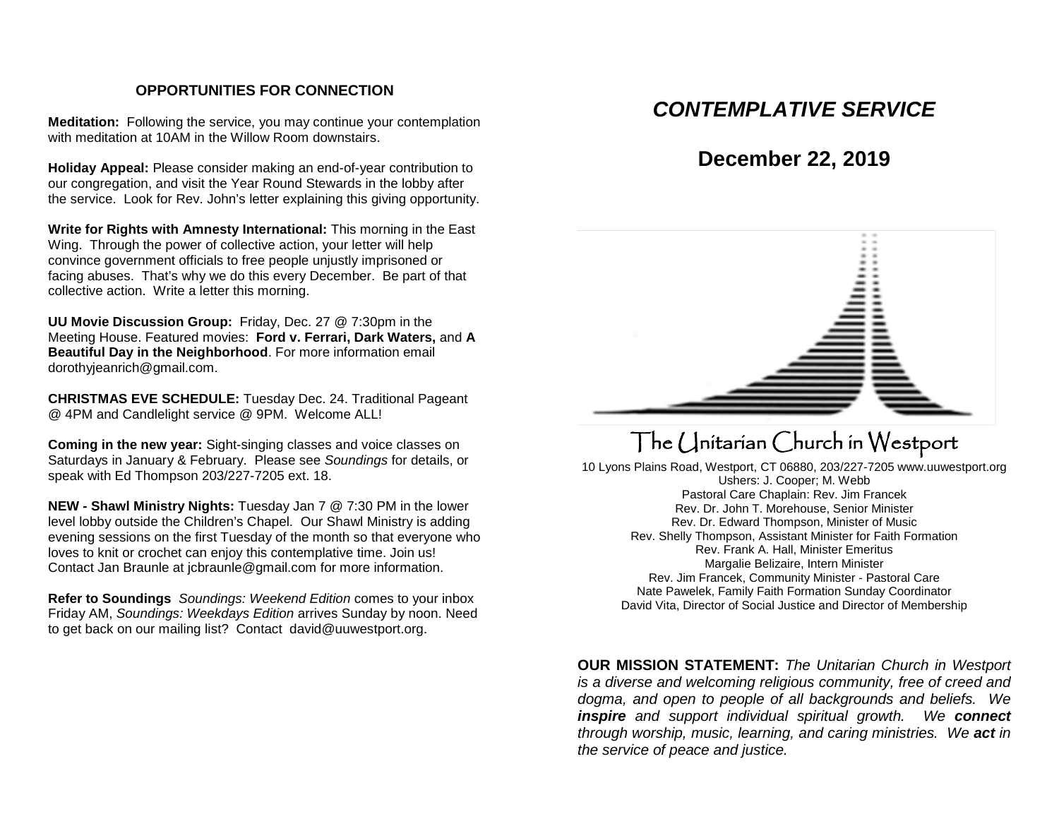## OPPORTUNITIES FOR CONNECTION

**Meditation:** Following the service, you may continue your contemplation with meditation at 10AM in the Willow Room downstairs.

**Holiday Appeal:** Please consider making an end-of-year contribution to our congregation, and visit the Year Round Stewards in the lobby after the service. Look for Rev. John's letter explaining this giving opportunity.

**Write for Rights with Amnesty International:** This morning in the East Wing. Through the power of collective action, your letter will help convince government officials to free people unjustly imprisoned or facing abuses. That's why we do this every December. Be part of that collective action. Write a letter this morning.

**UU Movie Discussion Group:** Friday, Dec. 27 @ 7:30pm in the Meeting House. Featured movies: **Ford v. Ferrari, Dark Waters,** and **A Beautiful Day in the Neighborhood**. For more information email dorothyjeanrich@gmail.com.

**CHRISTMAS EVE SCHEDULE:** Tuesday Dec. 24. Traditional Pageant @ 4PM and Candlelight service @ 9PM. Welcome ALL!

**Coming in the new year:** Sight-singing classes and voice classes on Saturdays in January & February. Please see *Soundings* for details, or speak with Ed Thompson 203/227-7205 ext. 18.

**NEW - Shawl Ministry Nights:** Tuesday Jan 7 @ 7:30 PM in the lower level lobby outside the Children's Chapel. Our Shawl Ministry is adding evening sessions on the first Tuesday of the month so that everyone who loves to knit or crochet can enjoy this contemplative time. Join us! Contact Jan Braunle at jcbraunle@gmail.com for more information.

**Refer to Soundings** *Soundings: Weekend Edition* comes to your inbox Friday AM, *Soundings: Weekdays Edition* arrives Sunday by noon. Need to get back on our mailing list? Contact david@uuwestport.org.

# *CONTEMPLATIVE SERVICE*

## December 22, 2019

The Unitarian Church in Westport

10 Lyons Plains Road, Westport, CT 06880, 203/227-7205 www.uuwestport.org
Ushers: J. Cooper; M. Webb
Pastoral Care Chaplain: Rev. Jim Francek
Rev. Dr. John T. Morehouse, Senior Minister
Rev. Dr. Edward Thompson, Minister of Music
Rev. Shelly Thompson, Assistant Minister for Faith Formation
Rev. Frank A. Hall, Minister Emeritus
Margalie Belizaire, Intern Minister
Rev. Jim Francek, Community Minister - Pastoral Care
Nate Pawelek, Family Faith Formation Sunday Coordinator
David Vita, Director of Social Justice and Director of Membership

**OUR MISSION STATEMENT:** *The Unitarian Church in Westport is a diverse and welcoming religious community, free of creed and dogma, and open to people of all backgrounds and beliefs. We **inspire** and support individual spiritual growth. We **connect** through worship, music, learning, and caring ministries. We **act** in the service of peace and justice.*